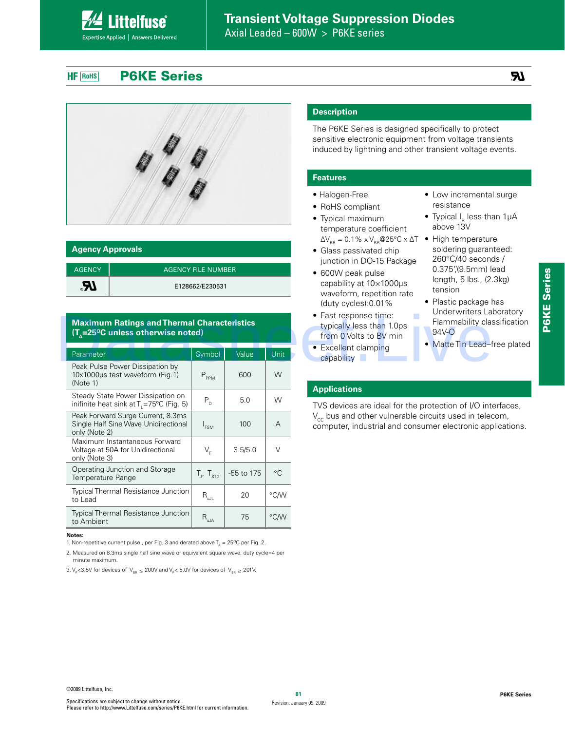# Transient Voltage Suppression Diodes

Axial Leaded – 600W > P6KE series

HF RoHS

## P6KE Series

## Description

The P6KE Series is designed specifically to protect sensitive electronic equipment from voltage transients induced by lightning and other transient voltage events.

## Features

- Halogen-Free
- RoHS compliant
- Typical maximum temperature coefficient $\Delta V_{BR}$ = 0.1% x $V_{BR}$@25°C x ΔT
- Glass passivated chip junction in DO-15 Package
- 600W peak pulse capability at 10×1000μs waveform, repetition rate (duty cycles):0.01%
- Fast response time: typically less than 1.0ps from 0 Volts to BV min
- Excellent clamping capability
- Low incremental surge resistance
- Typical $I_R$ less than 1μA above 13V
- High temperature soldering guaranteed: 260°C/40 seconds / 0.375",(9.5mm) lead length, 5 lbs., (2.3kg) tension
- Plastic package has Underwriters Laboratory Flammability classification 94V-O
- Matte Tin Lead–free plated

## Applications

TVS devices are ideal for the protection of I/O interfaces, $V_{CC}$ bus and other vulnerable circuits used in telecom, computer, industrial and consumer electronic applications.

## Agency Approvals

| AGENCY | AGENCY FILE NUMBER |
|---|---|
| UL | E128662/E230531 |

## Maximum Ratings and Thermal Characteristics ($T_A$=25°C unless otherwise noted)

| Parameter | Symbol | Value | Unit |
|---|---|---|---|
| Peak Pulse Power Dissipation by 10x1000μs test waveform (Fig.1) (Note 1) | $P_{PPM}$ | 600 | W |
| Steady State Power Dissipation on inifinite heat sink at $T_L$=75°C (Fig. 5) | $P_D$ | 5.0 | W |
| Peak Forward Surge Current, 8.3ms Single Half Sine Wave Unidirectional only (Note 2) | $I_{FSM}$ | 100 | A |
| Maximum Instantaneous Forward Voltage at 50A for Unidirectional only (Note 3) | $V_F$ | 3.5/5.0 | V |
| Operating Junction and Storage Temperature Range | $T_J$, $T_{STG}$ | -55 to 175 | °C |
| Typical Thermal Resistance Junction to Lead | $R_{uJL}$ | 20 | °C/W |
| Typical Thermal Resistance Junction to Ambient | $R_{uJA}$ | 75 | °C/W |

**Notes:**

1. Non-repetitive current pulse , per Fig. 3 and derated above $T_A$ = 25°C per Fig. 2.
2. Measured on 8.3ms single half sine wave or equivalent square wave, duty cycle=4 per minute maximum.
3. $V_F$<3.5V for devices of $V_{BR}$ ≤ 200V and $V_F$< 5.0V for devices of $V_{BR}$ ≥ 201V.

©2009 Littelfuse, Inc.

Specifications are subject to change without notice.
Please refer to http://www.Littelfuse.com/series/P6KE.html for current information.

Revision: January 09, 2009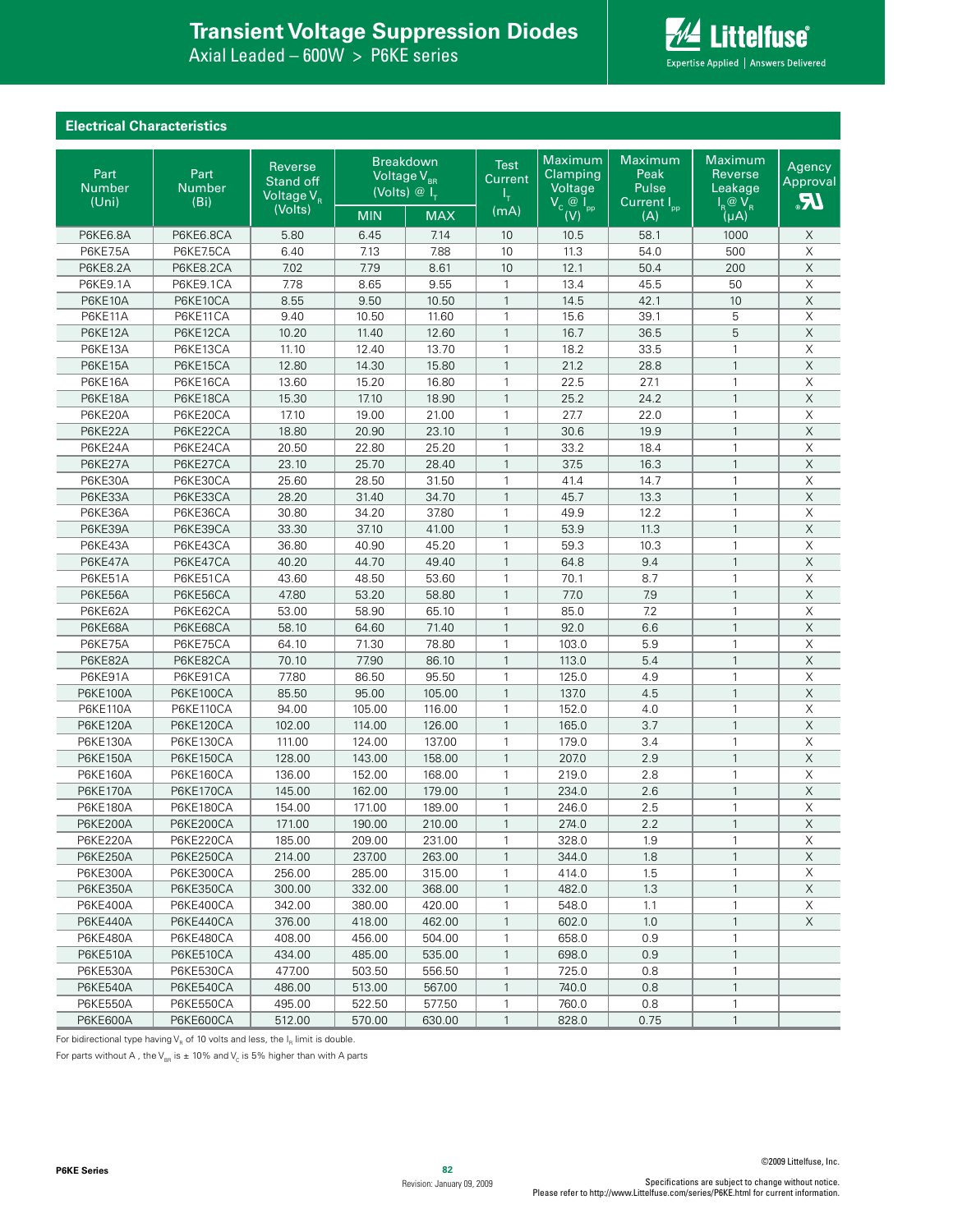# Transient Voltage Suppression Diodes

Axial Leaded – 600W > P6KE series

## Electrical Characteristics

| Part Number (Uni) | Part Number (Bi) | Reverse Stand off Voltage $V_R$ (Volts) | Breakdown Voltage $V_{BR}$ (Volts) @ $I_T$ | | Test Current $I_T$ (mA) | Maximum Clamping Voltage $V_C$ @ $I_{pp}$ (V) | Maximum Peak Pulse Current $I_{pp}$ (A) | Maximum Reverse Leakage $I_R$ @ $V_R$ (µA) | Agency Approval UR |
|---|---|---|---|---|---|---|---|---|---|
| | | | MIN | MAX | | | | | |
| P6KE6.8A | P6KE6.8CA | 5.80 | 6.45 | 7.14 | 10 | 10.5 | 58.1 | 1000 | X |
| P6KE7.5A | P6KE7.5CA | 6.40 | 7.13 | 7.88 | 10 | 11.3 | 54.0 | 500 | X |
| P6KE8.2A | P6KE8.2CA | 7.02 | 7.79 | 8.61 | 10 | 12.1 | 50.4 | 200 | X |
| P6KE9.1A | P6KE9.1CA | 7.78 | 8.65 | 9.55 | 1 | 13.4 | 45.5 | 50 | X |
| P6KE10A | P6KE10CA | 8.55 | 9.50 | 10.50 | 1 | 14.5 | 42.1 | 10 | X |
| P6KE11A | P6KE11CA | 9.40 | 10.50 | 11.60 | 1 | 15.6 | 39.1 | 5 | X |
| P6KE12A | P6KE12CA | 10.20 | 11.40 | 12.60 | 1 | 16.7 | 36.5 | 5 | X |
| P6KE13A | P6KE13CA | 11.10 | 12.40 | 13.70 | 1 | 18.2 | 33.5 | 1 | X |
| P6KE15A | P6KE15CA | 12.80 | 14.30 | 15.80 | 1 | 21.2 | 28.8 | 1 | X |
| P6KE16A | P6KE16CA | 13.60 | 15.20 | 16.80 | 1 | 22.5 | 27.1 | 1 | X |
| P6KE18A | P6KE18CA | 15.30 | 17.10 | 18.90 | 1 | 25.2 | 24.2 | 1 | X |
| P6KE20A | P6KE20CA | 17.10 | 19.00 | 21.00 | 1 | 27.7 | 22.0 | 1 | X |
| P6KE22A | P6KE22CA | 18.80 | 20.90 | 23.10 | 1 | 30.6 | 19.9 | 1 | X |
| P6KE24A | P6KE24CA | 20.50 | 22.80 | 25.20 | 1 | 33.2 | 18.4 | 1 | X |
| P6KE27A | P6KE27CA | 23.10 | 25.70 | 28.40 | 1 | 37.5 | 16.3 | 1 | X |
| P6KE30A | P6KE30CA | 25.60 | 28.50 | 31.50 | 1 | 41.4 | 14.7 | 1 | X |
| P6KE33A | P6KE33CA | 28.20 | 31.40 | 34.70 | 1 | 45.7 | 13.3 | 1 | X |
| P6KE36A | P6KE36CA | 30.80 | 34.20 | 37.80 | 1 | 49.9 | 12.2 | 1 | X |
| P6KE39A | P6KE39CA | 33.30 | 37.10 | 41.00 | 1 | 53.9 | 11.3 | 1 | X |
| P6KE43A | P6KE43CA | 36.80 | 40.90 | 45.20 | 1 | 59.3 | 10.3 | 1 | X |
| P6KE47A | P6KE47CA | 40.20 | 44.70 | 49.40 | 1 | 64.8 | 9.4 | 1 | X |
| P6KE51A | P6KE51CA | 43.60 | 48.50 | 53.60 | 1 | 70.1 | 8.7 | 1 | X |
| P6KE56A | P6KE56CA | 47.80 | 53.20 | 58.80 | 1 | 77.0 | 7.9 | 1 | X |
| P6KE62A | P6KE62CA | 53.00 | 58.90 | 65.10 | 1 | 85.0 | 7.2 | 1 | X |
| P6KE68A | P6KE68CA | 58.10 | 64.60 | 71.40 | 1 | 92.0 | 6.6 | 1 | X |
| P6KE75A | P6KE75CA | 64.10 | 71.30 | 78.80 | 1 | 103.0 | 5.9 | 1 | X |
| P6KE82A | P6KE82CA | 70.10 | 77.90 | 86.10 | 1 | 113.0 | 5.4 | 1 | X |
| P6KE91A | P6KE91CA | 77.80 | 86.50 | 95.50 | 1 | 125.0 | 4.9 | 1 | X |
| P6KE100A | P6KE100CA | 85.50 | 95.00 | 105.00 | 1 | 137.0 | 4.5 | 1 | X |
| P6KE110A | P6KE110CA | 94.00 | 105.00 | 116.00 | 1 | 152.0 | 4.0 | 1 | X |
| P6KE120A | P6KE120CA | 102.00 | 114.00 | 126.00 | 1 | 165.0 | 3.7 | 1 | X |
| P6KE130A | P6KE130CA | 111.00 | 124.00 | 137.00 | 1 | 179.0 | 3.4 | 1 | X |
| P6KE150A | P6KE150CA | 128.00 | 143.00 | 158.00 | 1 | 207.0 | 2.9 | 1 | X |
| P6KE160A | P6KE160CA | 136.00 | 152.00 | 168.00 | 1 | 219.0 | 2.8 | 1 | X |
| P6KE170A | P6KE170CA | 145.00 | 162.00 | 179.00 | 1 | 234.0 | 2.6 | 1 | X |
| P6KE180A | P6KE180CA | 154.00 | 171.00 | 189.00 | 1 | 246.0 | 2.5 | 1 | X |
| P6KE200A | P6KE200CA | 171.00 | 190.00 | 210.00 | 1 | 274.0 | 2.2 | 1 | X |
| P6KE220A | P6KE220CA | 185.00 | 209.00 | 231.00 | 1 | 328.0 | 1.9 | 1 | X |
| P6KE250A | P6KE250CA | 214.00 | 237.00 | 263.00 | 1 | 344.0 | 1.8 | 1 | X |
| P6KE300A | P6KE300CA | 256.00 | 285.00 | 315.00 | 1 | 414.0 | 1.5 | 1 | X |
| P6KE350A | P6KE350CA | 300.00 | 332.00 | 368.00 | 1 | 482.0 | 1.3 | 1 | X |
| P6KE400A | P6KE400CA | 342.00 | 380.00 | 420.00 | 1 | 548.0 | 1.1 | 1 | X |
| P6KE440A | P6KE440CA | 376.00 | 418.00 | 462.00 | 1 | 602.0 | 1.0 | 1 | X |
| P6KE480A | P6KE480CA | 408.00 | 456.00 | 504.00 | 1 | 658.0 | 0.9 | 1 | |
| P6KE510A | P6KE510CA | 434.00 | 485.00 | 535.00 | 1 | 698.0 | 0.9 | 1 | |
| P6KE530A | P6KE530CA | 477.00 | 503.50 | 556.50 | 1 | 725.0 | 0.8 | 1 | |
| P6KE540A | P6KE540CA | 486.00 | 513.00 | 567.00 | 1 | 740.0 | 0.8 | 1 | |
| P6KE550A | P6KE550CA | 495.00 | 522.50 | 577.50 | 1 | 760.0 | 0.8 | 1 | |
| P6KE600A | P6KE600CA | 512.00 | 570.00 | 630.00 | 1 | 828.0 | 0.75 | 1 | |

For bidirectional type having $V_R$ of 10 volts and less, the $I_R$ limit is double.

For parts without A , the $V_{BR}$ is ± 10% and $V_C$ is 5% higher than with A parts

©2009 Littelfuse, Inc.

Specifications are subject to change without notice.
Please refer to http://www.Littelfuse.com/series/P6KE.html for current information.

Revision: January 09, 2009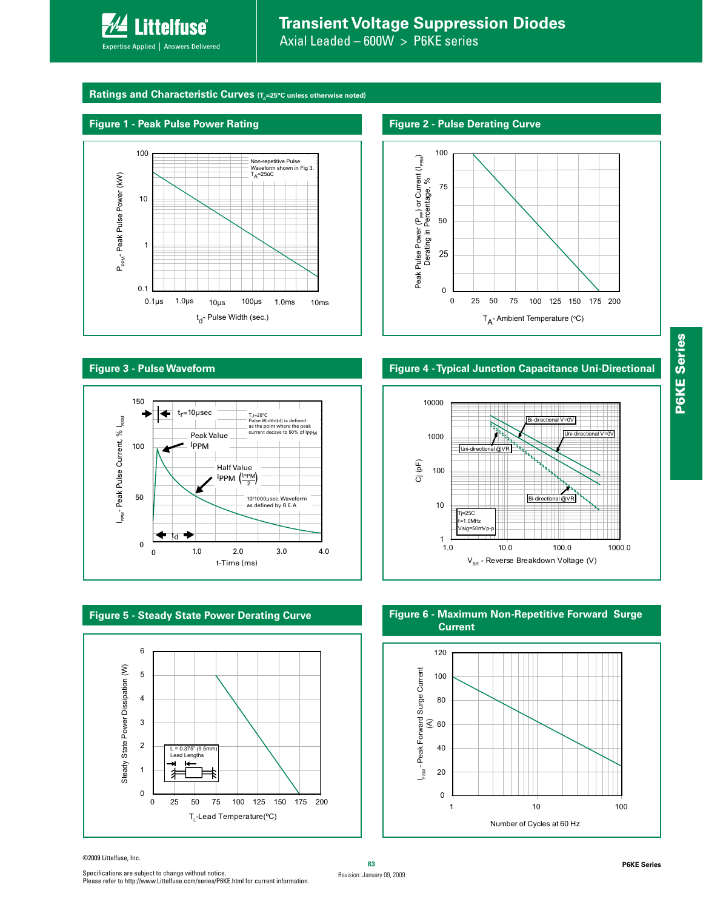## Ratings and Characteristic Curves ($T_A$=25°C unless otherwise noted)

### Figure 1 - Peak Pulse Power Rating

100
10
1
0.1
0.1µs 1.0µs 10µs 100µs 1.0ms 10ms
$P_{PPM}$ - Peak Pulse Power (kW)
$t_d$ - Pulse Width (sec.)
Non-repetitive Pulse Waveform shown in Fig 3. $T_A$=250C

### Figure 2 - Pulse Derating Curve

100
75
50
25
0
0 25 50 75 100 125 150 175 200
Peak Pulse Power ($P_{PP}$) or Current ($I_{PPM}$) Derating in Percentage, %
$T_A$ - Ambient Temperature (°C)

### Figure 3 - Pulse Waveform

150
100
50
0
0 1.0 2.0 3.0 4.0
$I_{PPM}$ - Peak Pulse Current, % $I_{RSM}$
t-Time (ms)
$t_r$=10µsec
Peak Value $I_{PPM}$
Half Value $I_{PPM}$ $\left(\frac{I_{PPM}}{2}\right)$
$t_d$
TJ=25°C
Pulse Width(td) is defined as the point where the peak current decays to 50% of $I_{PPM}$
10/1000µsec. Waveform as defined by R.E.A

### Figure 4 - Typical Junction Capacitance Uni-Directional

10000
1000
100
10
1
1.0 10.0 100.0 1000.0
Cj (pF)
$V_{BR}$ - Reverse Breakdown Voltage (V)
Bi-directional V=0V
Uni-directional V=0V
Uni-directional @VR
Bi-directional @VR
Tj=25C
f=1.0MHz
Vsig=50mVp-p

### Figure 5 - Steady State Power Derating Curve

6
5
4
3
2
1
0
0 25 50 75 100 125 150 175 200
Steady State Power Dissipation (W)
$T_L$-Lead Temperature(°C)
L = 0.375" (9.5mm) Lead Lengths

### Figure 6 - Maximum Non-Repetitive Forward Surge Current

120
100
80
60
40
20
0
1 10 100
$I_{FSM}$ - Peak Forward Surge Current (A)
Number of Cycles at 60 Hz

©2009 Littelfuse, Inc.

Specifications are subject to change without notice.
Please refer to http://www.Littelfuse.com/series/P6KE.html for current information.

Revision: January 09, 2009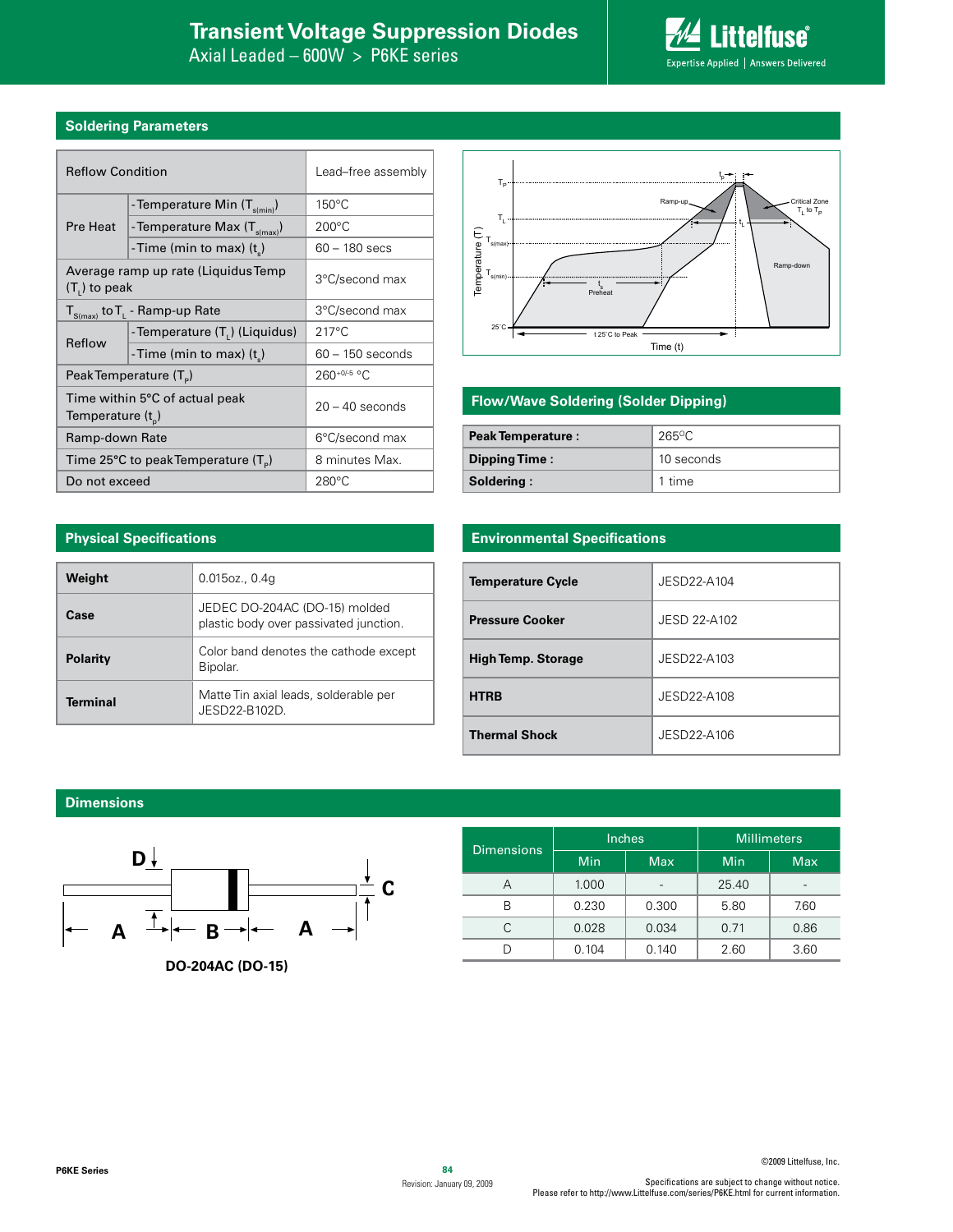## Soldering Parameters

| Reflow Condition | | Lead–free assembly |
|---|---|---|
| Pre Heat | -Temperature Min ($T_{s(min)}$) | 150°C |
| | -Temperature Max ($T_{s(max)}$) | 200°C |
| | -Time (min to max) ($t_s$) | 60 – 180 secs |
| Average ramp up rate (Liquidus Temp ($T_L$) to peak | | 3°C/second max |
| $T_{S(max)}$ to $T_L$ - Ramp-up Rate | | 3°C/second max |
| Reflow | -Temperature ($T_L$) (Liquidus) | 217°C |
| | -Time (min to max) ($t_s$) | 60 – 150 seconds |
| Peak Temperature ($T_P$) | | $260^{+0/-5}$ °C |
| Time within 5°C of actual peak Temperature ($t_p$) | | 20 – 40 seconds |
| Ramp-down Rate | | 6°C/second max |
| Time 25°C to peak Temperature ($T_P$) | | 8 minutes Max. |
| Do not exceed | | 280°C |

$T_P$
$t_P$
Ramp-up
Critical Zone
$T_L$ to $T_P$
$T_L$
$t_L$
$T_{s(max)}$
Ramp-down
$T_{s(min)}$
$t_s$
Preheat
25°C
t 25°C to Peak
Temperature (T)
Time (t)

## Flow/Wave Soldering (Solder Dipping)

| | |
|---|---|
| **Peak Temperature :** | 265°C |
| **Dipping Time :** | 10 seconds |
| **Soldering :** | 1 time |

## Physical Specifications

| | |
|---|---|
| **Weight** | 0.015oz., 0.4g |
| **Case** | JEDEC DO-204AC (DO-15) molded plastic body over passivated junction. |
| **Polarity** | Color band denotes the cathode except Bipolar. |
| **Terminal** | Matte Tin axial leads, solderable per JESD22-B102D. |

## Environmental Specifications

| | |
|---|---|
| **Temperature Cycle** | JESD22-A104 |
| **Pressure Cooker** | JESD 22-A102 |
| **High Temp. Storage** | JESD22-A103 |
| **HTRB** | JESD22-A108 |
| **Thermal Shock** | JESD22-A106 |

## Dimensions

D
C
A
B
A

**DO-204AC (DO-15)**

| Dimensions | Inches | | Millimeters | |
|---|---|---|---|---|
| | Min | Max | Min | Max |
| A | 1.000 | - | 25.40 | - |
| B | 0.230 | 0.300 | 5.80 | 7.60 |
| C | 0.028 | 0.034 | 0.71 | 0.86 |
| D | 0.104 | 0.140 | 2.60 | 3.60 |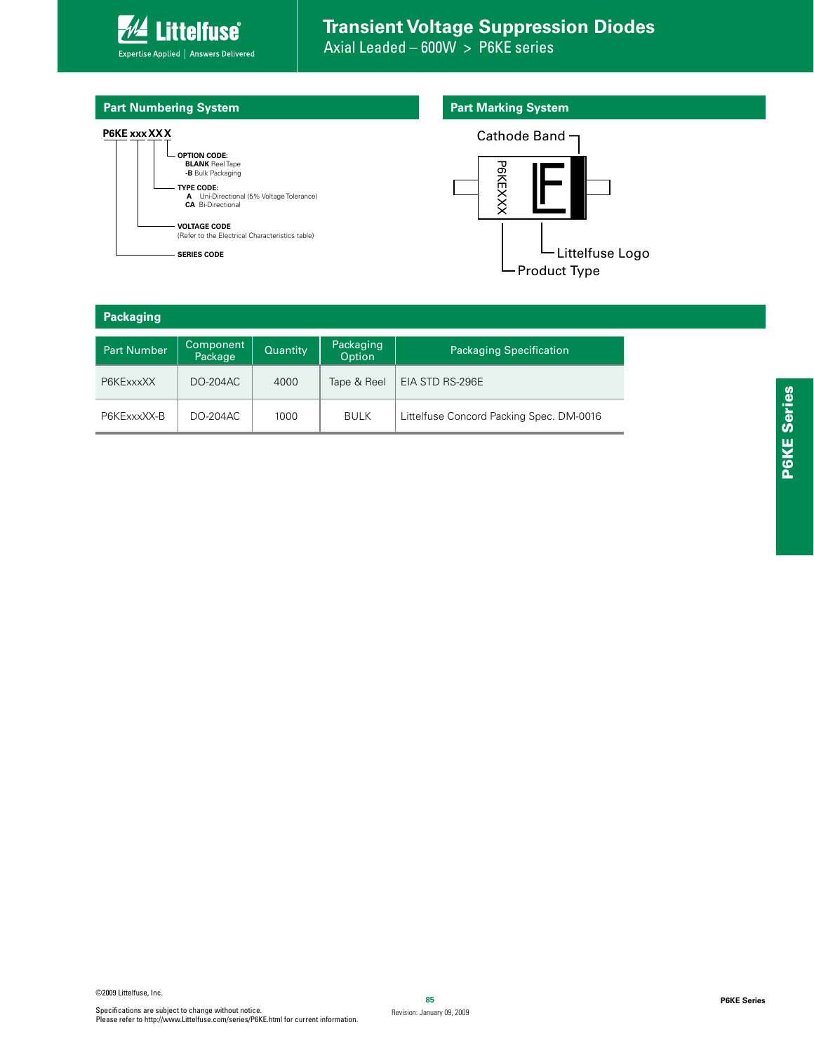## Part Numbering System

**P6KE xxx XX X**

- **OPTION CODE:**
  - **BLANK** Reel Tape
  - **-B** Bulk Packaging
- **TYPE CODE:**
  - **A** Uni-Directional (5% Voltage Tolerance)
  - **CA** Bi-Directional
- **VOLTAGE CODE**
  (Refer to the Electrical Characteristics table)
- **SERIES CODE**

## Part Marking System

Cathode Band

P6KEXXX

Littelfuse Logo

Product Type

## Packaging

| Part Number | Component Package | Quantity | Packaging Option | Packaging Specification |
|---|---|---|---|---|
| P6KExxxXX | DO-204AC | 4000 | Tape & Reel | EIA STD RS-296E |
| P6KExxxXX-B | DO-204AC | 1000 | BULK | Littelfuse Concord Packing Spec. DM-0016 |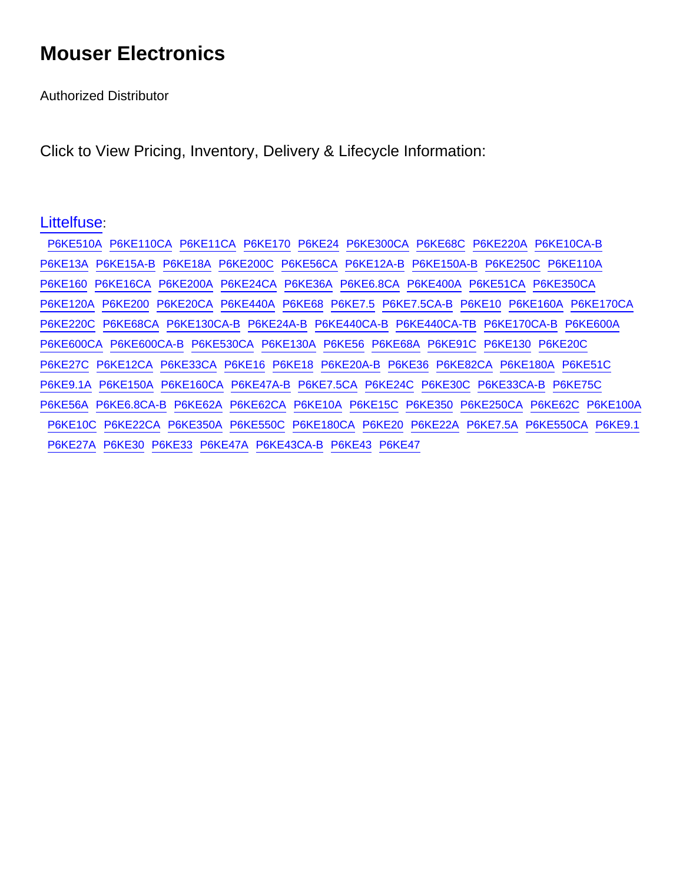# Mouser Electronics

Authorized Distributor

Click to View Pricing, Inventory, Delivery & Lifecycle Information:

Littelfuse:

P6KE510A P6KE110CA P6KE11CA P6KE170 P6KE24 P6KE300CA P6KE68C P6KE220A P6KE10CA-B P6KE13A P6KE15A-B P6KE18A P6KE200C P6KE56CA P6KE12A-B P6KE150A-B P6KE250C P6KE110A P6KE160 P6KE16CA P6KE200A P6KE24CA P6KE36A P6KE6.8CA P6KE400A P6KE51CA P6KE350CA P6KE120A P6KE200 P6KE20CA P6KE440A P6KE68 P6KE7.5 P6KE7.5CA-B P6KE10 P6KE160A P6KE170CA P6KE220C P6KE68CA P6KE130CA-B P6KE24A-B P6KE440CA-B P6KE440CA-TB P6KE170CA-B P6KE600A P6KE600CA P6KE600CA-B P6KE530CA P6KE130A P6KE56 P6KE68A P6KE91C P6KE130 P6KE20C P6KE27C P6KE12CA P6KE33CA P6KE16 P6KE18 P6KE20A-B P6KE36 P6KE82CA P6KE180A P6KE51C P6KE9.1A P6KE150A P6KE160CA P6KE47A-B P6KE7.5CA P6KE24C P6KE30C P6KE33CA-B P6KE75C P6KE56A P6KE6.8CA-B P6KE62A P6KE62CA P6KE10A P6KE15C P6KE350 P6KE250CA P6KE62C P6KE100A P6KE10C P6KE22CA P6KE350A P6KE550C P6KE180CA P6KE20 P6KE22A P6KE7.5A P6KE550CA P6KE9.1 P6KE27A P6KE30 P6KE33 P6KE47A P6KE43CA-B P6KE43 P6KE47